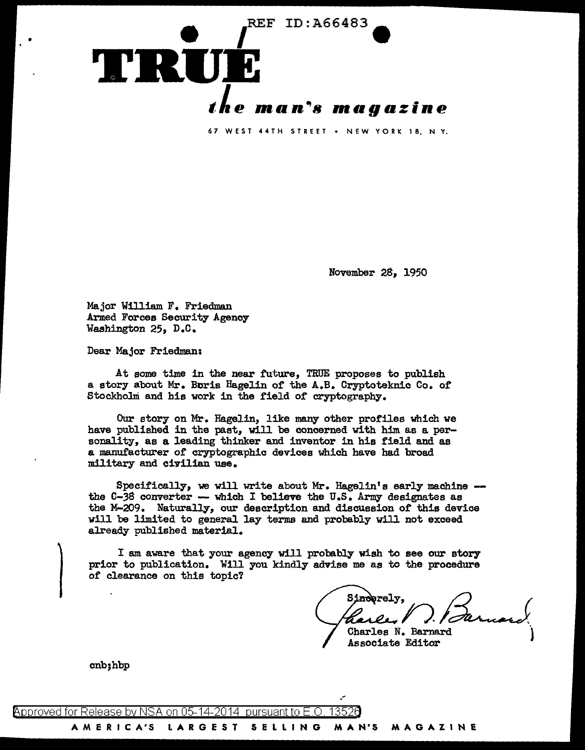REF ID:A66483

# TRUE

*the man's magazine*

67 WEST 44TH STREET • NEW YORK 18, N Y.

November 28, 1950

Major William F. Friedman
Armed Forces Security Agency
Washington 25, D.C.

Dear Major Friedman:

At some time in the near future, TRUE proposes to publish a story about Mr. Boris Hagelin of the A.B. Cryptoteknic Co. of Stockholm and his work in the field of cryptography.

Our story on Mr. Hagelin, like many other profiles which we have published in the past, will be concerned with him as a personality, as a leading thinker and inventor in his field and as a manufacturer of cryptographic devices which have had broad military and civilian use.

Specifically, we will write about Mr. Hagelin's early machine -- the C-38 converter -- which I believe the U.S. Army designates as the M-209. Naturally, our description and discussion of this device will be limited to general lay terms and probably will not exceed already published material.

I am aware that your agency will probably wish to see our story prior to publication. Will you kindly advise me as to the procedure of clearance on this topic?

Sincerely,

Charles N. Barnard
Associate Editor

cnb;hbp

Approved for Release by NSA on 05-14-2014 pursuant to E.O. 13526

AMERICA'S LARGEST SELLING MAN'S MAGAZINE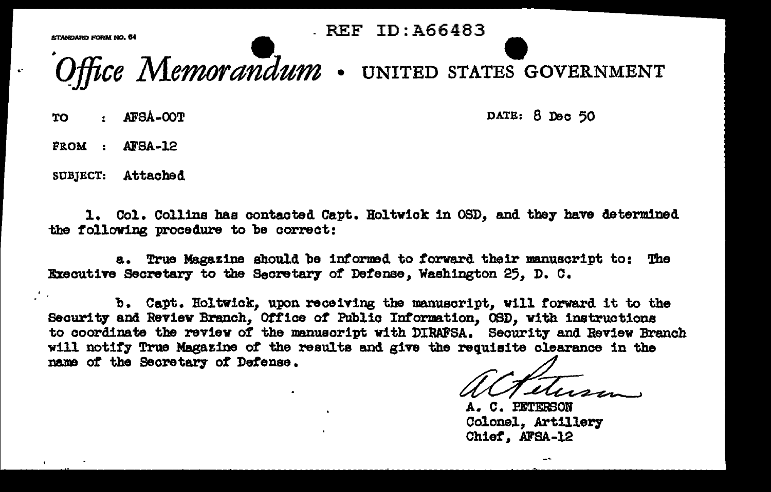STANDARD FORM NO. 64

REF ID:A66483

# *Office Memorandum* • UNITED STATES GOVERNMENT

TO : AFSA-OOT

DATE: 8 Dec 50

FROM : AFSA-12

SUBJECT: Attached

1. Col. Collins has contacted Capt. Holtwick in OSD, and they have determined the following procedure to be correct:

a. True Magazine should be informed to forward their manuscript to: The Executive Secretary to the Secretary of Defense, Washington 25, D. C.

b. Capt. Holtwick, upon receiving the manuscript, will forward it to the Security and Review Branch, Office of Public Information, OSD, with instructions to coordinate the review of the manuscript with DIRAFSA. Security and Review Branch will notify True Magazine of the results and give the requisite clearance in the name of the Secretary of Defense.

A. C. Peterson

A. C. PETERSON
Colonel, Artillery
Chief, AFSA-12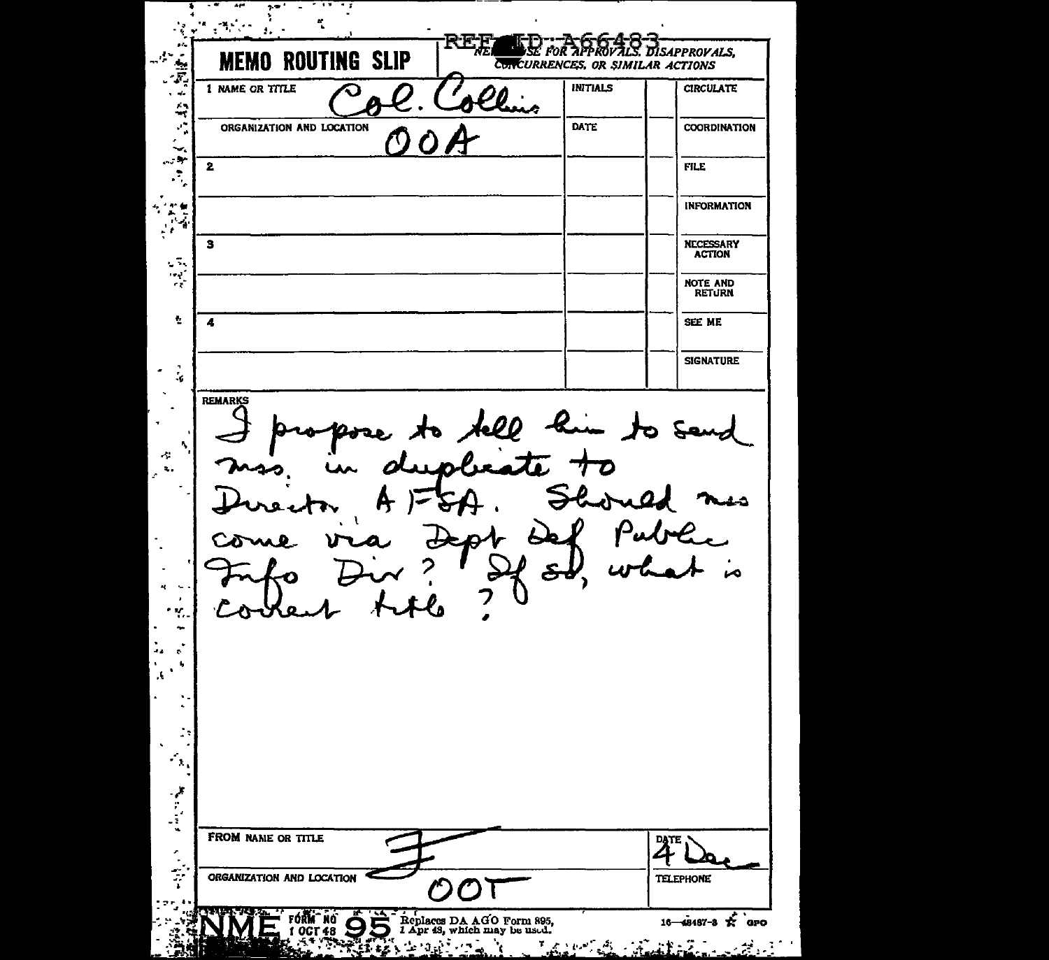REF ID:A66483

# MEMO ROUTING SLIP

NEVER USE FOR APPROVALS, DISAPPROVALS, CONCURRENCES, OR SIMILAR ACTIONS

| | | INITIALS | | |
|---|---|---|---|---|
| 1 NAME OR TITLE | Col. Collins | INITIALS | | CIRCULATE |
| ORGANIZATION AND LOCATION | OOA | DATE | | COORDINATION |
| 2 | | | | FILE |
| | | | | INFORMATION |
| 3 | | | | NECESSARY ACTION |
| | | | | NOTE AND RETURN |
| 4 | | | | SEE ME |
| | | | | SIGNATURE |

REMARKS

I propose to tell him to send mss. in duplicate to Director AFSA. Should mss come via Dept Def Public Info Div? If so, what is correct title?

FROM NAME OR TITLE: F

DATE: 4 Dec

ORGANIZATION AND LOCATION: OOT

TELEPHONE:

NME FORM NO 95, 1 OCT 48. Replaces DA AGO Form 895, 1 Apr 48, which may be used.

16—48487-3 GPO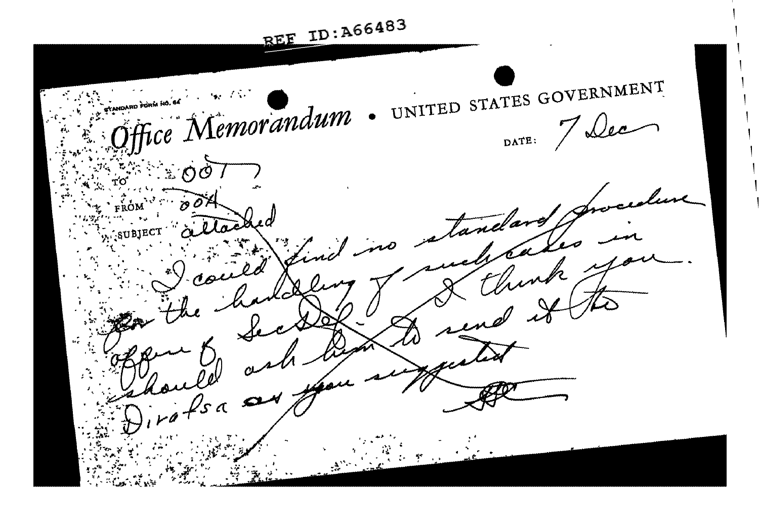REF ID:A66483

STANDARD FORM NO. 64

# Office Memorandum • UNITED STATES GOVERNMENT

DATE: 7 Dec

TO: OOT

FROM: OOA

SUBJECT: attached

I could find no standard procedure for the handling of such cases in office of SecDef. I think you should ask him to send it to Dirafsa as you suggested

[initials]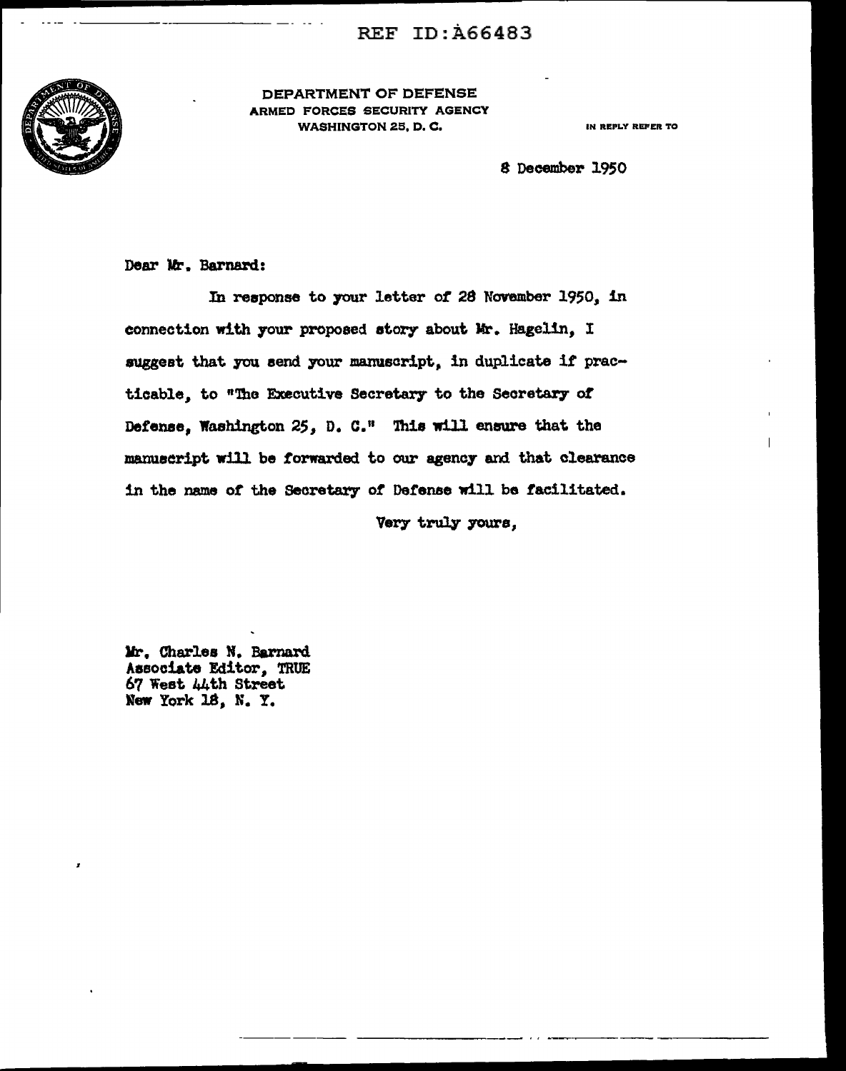REF ID:A66483

DEPARTMENT OF DEFENSE
ARMED FORCES SECURITY AGENCY
WASHINGTON 25, D. C.

IN REPLY REFER TO

8 December 1950

Dear Mr. Barnard:

In response to your letter of 28 November 1950, in connection with your proposed story about Mr. Hagelin, I suggest that you send your manuscript, in duplicate if practicable, to "The Executive Secretary to the Secretary of Defense, Washington 25, D. C." This will ensure that the manuscript will be forwarded to our agency and that clearance in the name of the Secretary of Defense will be facilitated.

Very truly yours,

Mr. Charles N. Barnard
Associate Editor, TRUE
67 West 44th Street
New York 18, N. Y.